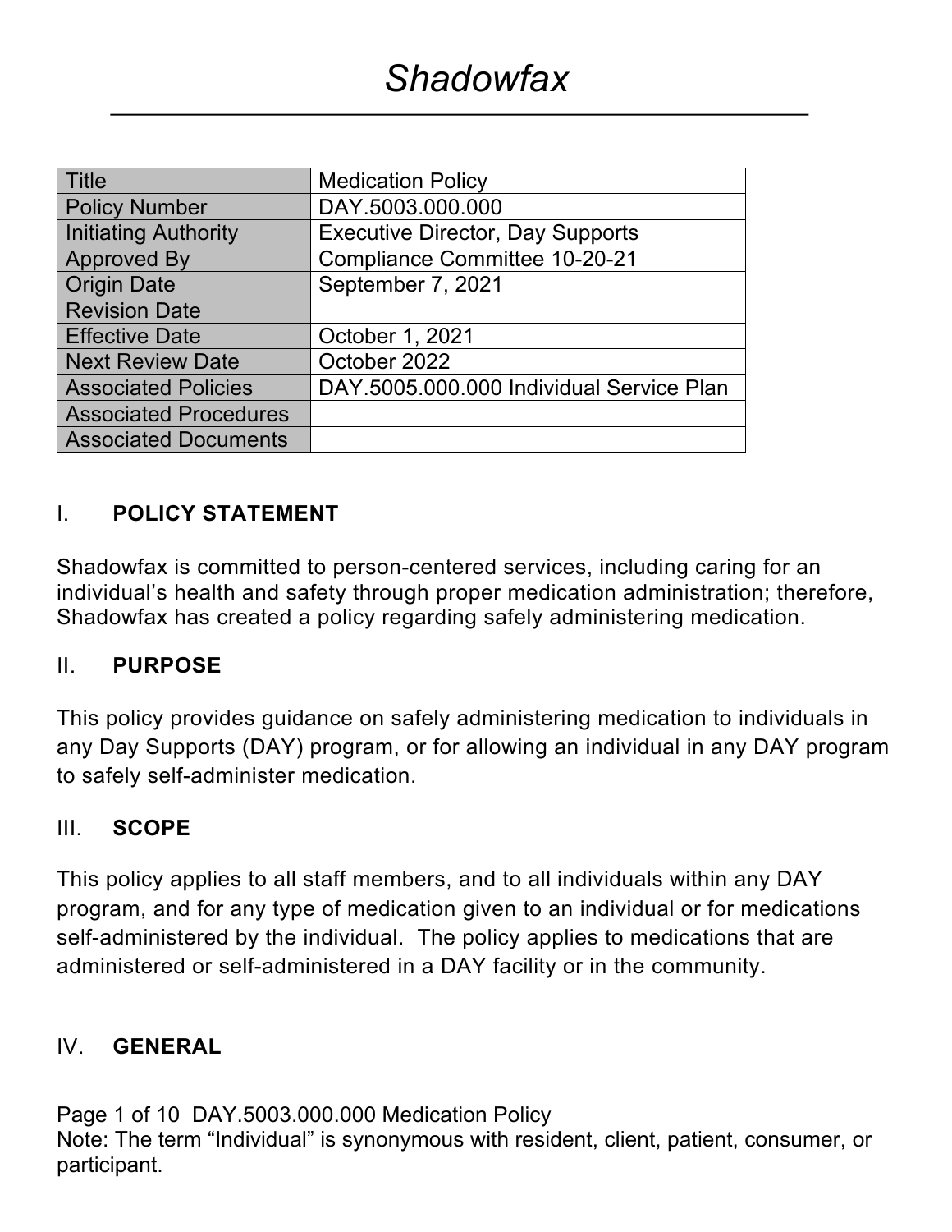# *Shadowfax*

| Title | Medication Policy |
|---|---|
| Policy Number | DAY.5003.000.000 |
| Initiating Authority | Executive Director, Day Supports |
| Approved By | Compliance Committee 10-20-21 |
| Origin Date | September 7, 2021 |
| Revision Date | |
| Effective Date | October 1, 2021 |
| Next Review Date | October 2022 |
| Associated Policies | DAY.5005.000.000 Individual Service Plan |
| Associated Procedures | |
| Associated Documents | |

## I. POLICY STATEMENT

Shadowfax is committed to person-centered services, including caring for an individual's health and safety through proper medication administration; therefore, Shadowfax has created a policy regarding safely administering medication.

## II. PURPOSE

This policy provides guidance on safely administering medication to individuals in any Day Supports (DAY) program, or for allowing an individual in any DAY program to safely self-administer medication.

## III. SCOPE

This policy applies to all staff members, and to all individuals within any DAY program, and for any type of medication given to an individual or for medications self-administered by the individual. The policy applies to medications that are administered or self-administered in a DAY facility or in the community.

## IV. GENERAL

Note: The term "Individual" is synonymous with resident, client, patient, consumer, or participant.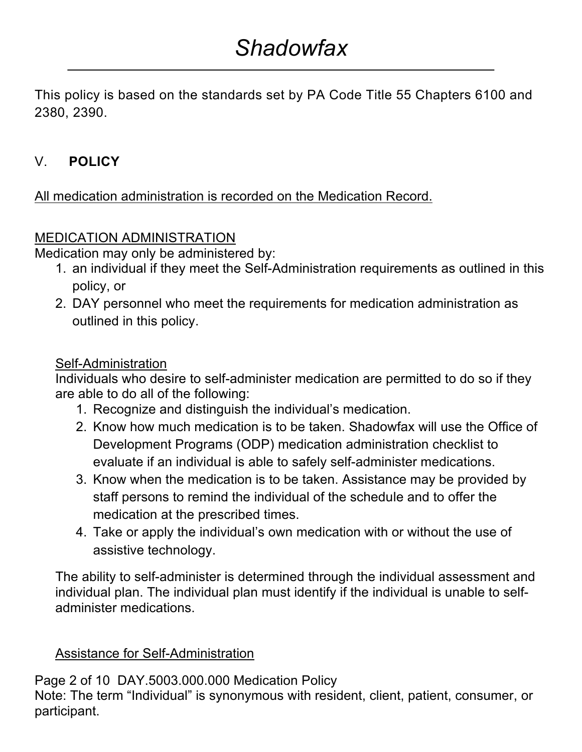This policy is based on the standards set by PA Code Title 55 Chapters 6100 and 2380, 2390.

V. **POLICY**

<u>All medication administration is recorded on the Medication Record.</u>

<u>MEDICATION ADMINISTRATION</u>

Medication may only be administered by:

1. an individual if they meet the Self-Administration requirements as outlined in this policy, or
2. DAY personnel who meet the requirements for medication administration as outlined in this policy.

<u>Self-Administration</u>

Individuals who desire to self-administer medication are permitted to do so if they are able to do all of the following:

1. Recognize and distinguish the individual's medication.
2. Know how much medication is to be taken. Shadowfax will use the Office of Development Programs (ODP) medication administration checklist to evaluate if an individual is able to safely self-administer medications.
3. Know when the medication is to be taken. Assistance may be provided by staff persons to remind the individual of the schedule and to offer the medication at the prescribed times.
4. Take or apply the individual's own medication with or without the use of assistive technology.

The ability to self-administer is determined through the individual assessment and individual plan. The individual plan must identify if the individual is unable to self-administer medications.

<u>Assistance for Self-Administration</u>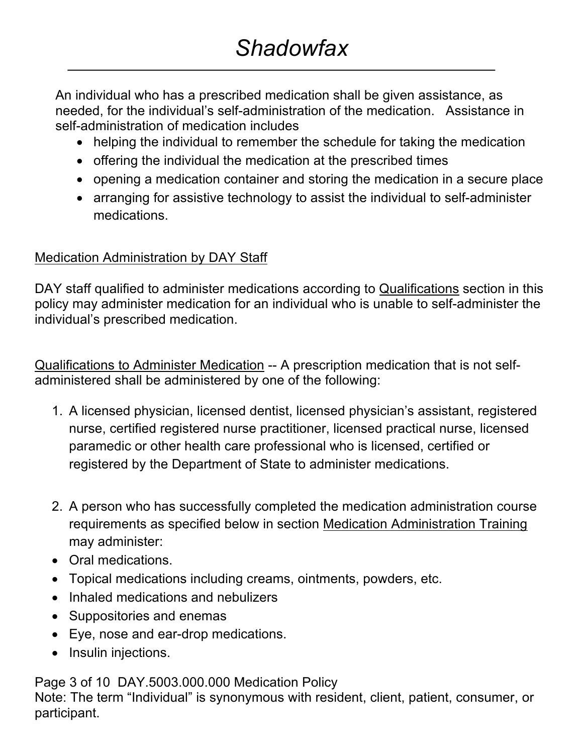An individual who has a prescribed medication shall be given assistance, as needed, for the individual's self-administration of the medication. Assistance in self-administration of medication includes

- helping the individual to remember the schedule for taking the medication
- offering the individual the medication at the prescribed times
- opening a medication container and storing the medication in a secure place
- arranging for assistive technology to assist the individual to self-administer medications.

Medication Administration by DAY Staff

DAY staff qualified to administer medications according to Qualifications section in this policy may administer medication for an individual who is unable to self-administer the individual's prescribed medication.

Qualifications to Administer Medication -- A prescription medication that is not self-administered shall be administered by one of the following:

1. A licensed physician, licensed dentist, licensed physician's assistant, registered nurse, certified registered nurse practitioner, licensed practical nurse, licensed paramedic or other health care professional who is licensed, certified or registered by the Department of State to administer medications.

2. A person who has successfully completed the medication administration course requirements as specified below in section Medication Administration Training may administer:

- Oral medications.
- Topical medications including creams, ointments, powders, etc.
- Inhaled medications and nebulizers
- Suppositories and enemas
- Eye, nose and ear-drop medications.
- Insulin injections.

Note: The term "Individual" is synonymous with resident, client, patient, consumer, or participant.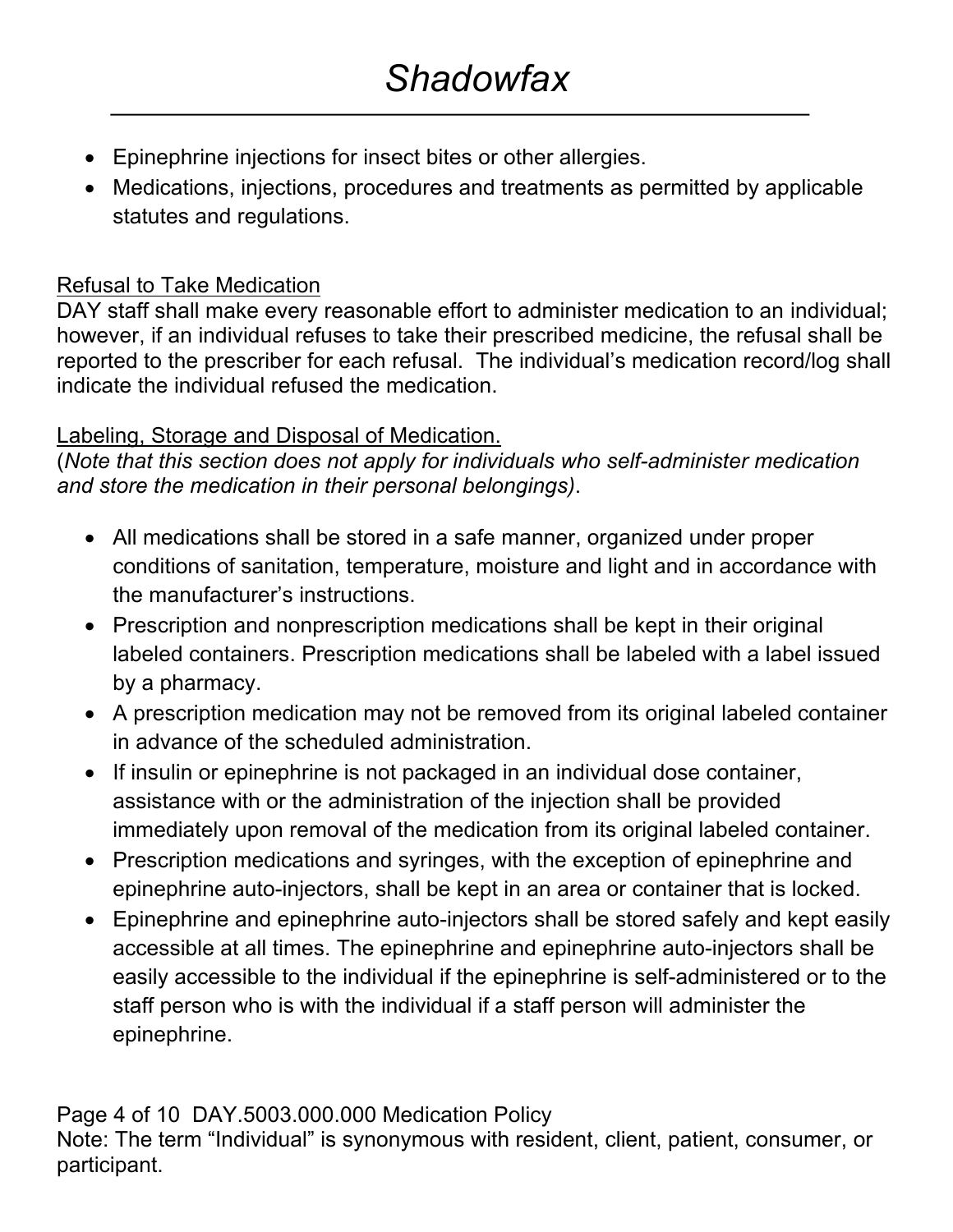- Epinephrine injections for insect bites or other allergies.
- Medications, injections, procedures and treatments as permitted by applicable statutes and regulations.

Refusal to Take Medication

DAY staff shall make every reasonable effort to administer medication to an individual; however, if an individual refuses to take their prescribed medicine, the refusal shall be reported to the prescriber for each refusal. The individual's medication record/log shall indicate the individual refused the medication.

Labeling, Storage and Disposal of Medication.

(*Note that this section does not apply for individuals who self-administer medication and store the medication in their personal belongings)*.

- All medications shall be stored in a safe manner, organized under proper conditions of sanitation, temperature, moisture and light and in accordance with the manufacturer's instructions.
- Prescription and nonprescription medications shall be kept in their original labeled containers. Prescription medications shall be labeled with a label issued by a pharmacy.
- A prescription medication may not be removed from its original labeled container in advance of the scheduled administration.
- If insulin or epinephrine is not packaged in an individual dose container, assistance with or the administration of the injection shall be provided immediately upon removal of the medication from its original labeled container.
- Prescription medications and syringes, with the exception of epinephrine and epinephrine auto-injectors, shall be kept in an area or container that is locked.
- Epinephrine and epinephrine auto-injectors shall be stored safely and kept easily accessible at all times. The epinephrine and epinephrine auto-injectors shall be easily accessible to the individual if the epinephrine is self-administered or to the staff person who is with the individual if a staff person will administer the epinephrine.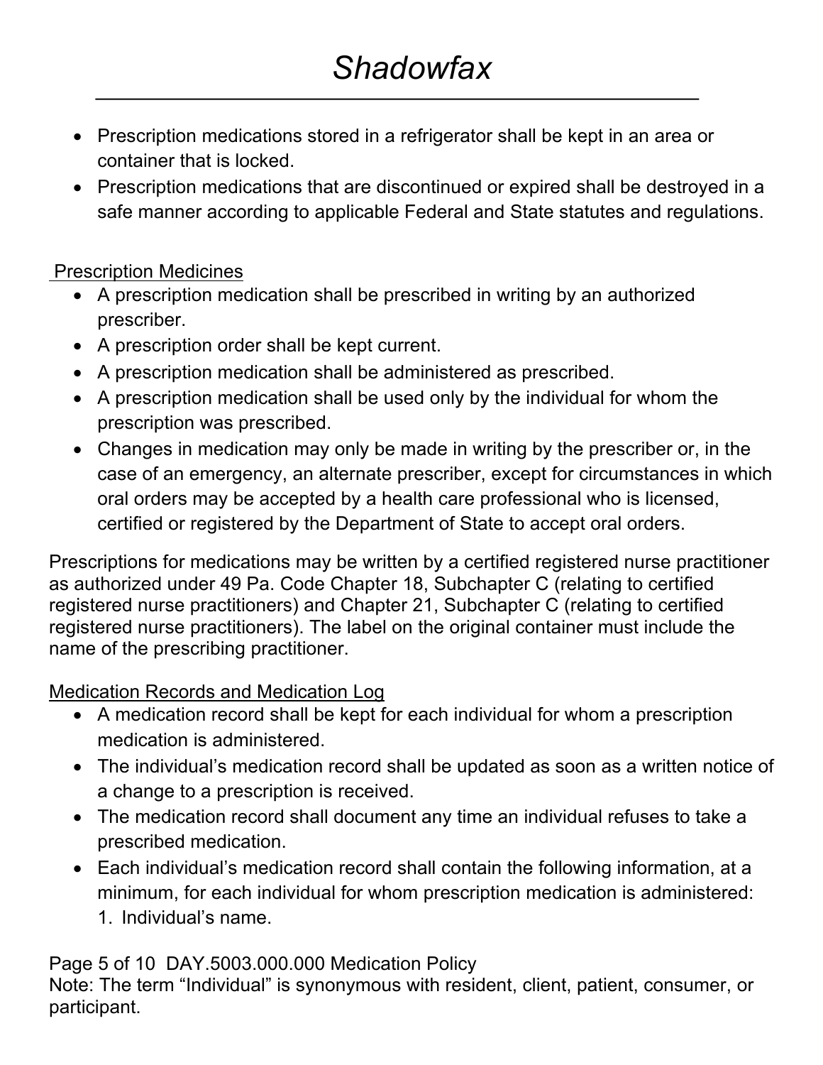- Prescription medications stored in a refrigerator shall be kept in an area or container that is locked.
- Prescription medications that are discontinued or expired shall be destroyed in a safe manner according to applicable Federal and State statutes and regulations.

<u>Prescription Medicines</u>

- A prescription medication shall be prescribed in writing by an authorized prescriber.
- A prescription order shall be kept current.
- A prescription medication shall be administered as prescribed.
- A prescription medication shall be used only by the individual for whom the prescription was prescribed.
- Changes in medication may only be made in writing by the prescriber or, in the case of an emergency, an alternate prescriber, except for circumstances in which oral orders may be accepted by a health care professional who is licensed, certified or registered by the Department of State to accept oral orders.

Prescriptions for medications may be written by a certified registered nurse practitioner as authorized under 49 Pa. Code Chapter 18, Subchapter C (relating to certified registered nurse practitioners) and Chapter 21, Subchapter C (relating to certified registered nurse practitioners). The label on the original container must include the name of the prescribing practitioner.

<u>Medication Records and Medication Log</u>

- A medication record shall be kept for each individual for whom a prescription medication is administered.
- The individual's medication record shall be updated as soon as a written notice of a change to a prescription is received.
- The medication record shall document any time an individual refuses to take a prescribed medication.
- Each individual's medication record shall contain the following information, at a minimum, for each individual for whom prescription medication is administered:
  1. Individual's name.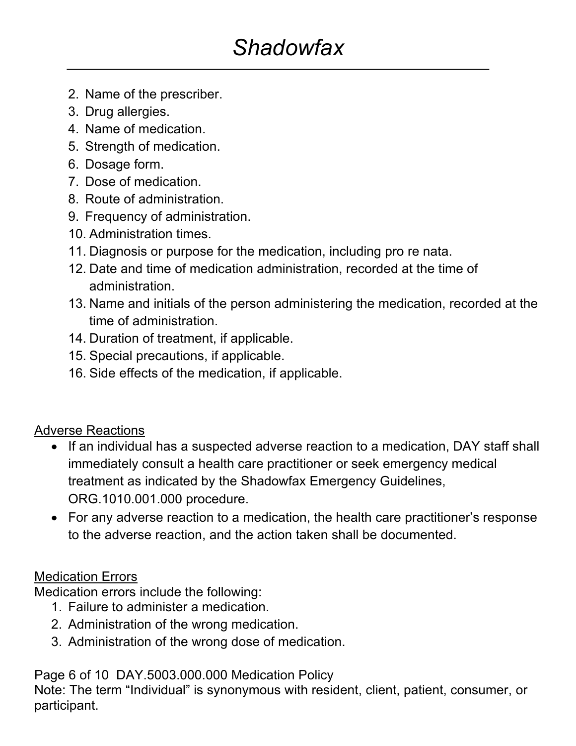2. Name of the prescriber.
3. Drug allergies.
4. Name of medication.
5. Strength of medication.
6. Dosage form.
7. Dose of medication.
8. Route of administration.
9. Frequency of administration.
10. Administration times.
11. Diagnosis or purpose for the medication, including pro re nata.
12. Date and time of medication administration, recorded at the time of administration.
13. Name and initials of the person administering the medication, recorded at the time of administration.
14. Duration of treatment, if applicable.
15. Special precautions, if applicable.
16. Side effects of the medication, if applicable.

## Adverse Reactions

- If an individual has a suspected adverse reaction to a medication, DAY staff shall immediately consult a health care practitioner or seek emergency medical treatment as indicated by the Shadowfax Emergency Guidelines, ORG.1010.001.000 procedure.
- For any adverse reaction to a medication, the health care practitioner's response to the adverse reaction, and the action taken shall be documented.

## Medication Errors

Medication errors include the following:

1. Failure to administer a medication.
2. Administration of the wrong medication.
3. Administration of the wrong dose of medication.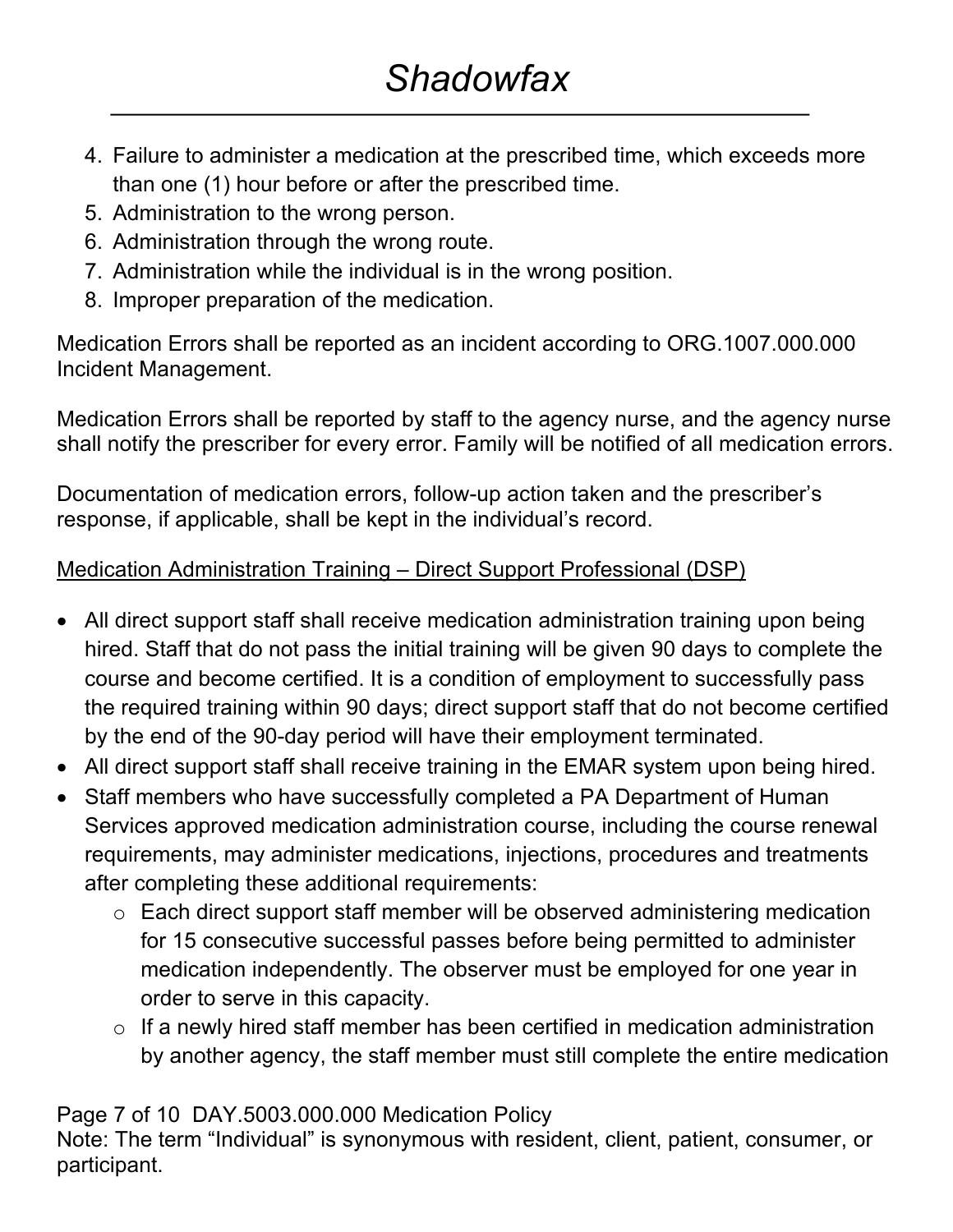4. Failure to administer a medication at the prescribed time, which exceeds more than one (1) hour before or after the prescribed time.
5. Administration to the wrong person.
6. Administration through the wrong route.
7. Administration while the individual is in the wrong position.
8. Improper preparation of the medication.

Medication Errors shall be reported as an incident according to ORG.1007.000.000 Incident Management.

Medication Errors shall be reported by staff to the agency nurse, and the agency nurse shall notify the prescriber for every error. Family will be notified of all medication errors.

Documentation of medication errors, follow-up action taken and the prescriber's response, if applicable, shall be kept in the individual's record.

<u>Medication Administration Training – Direct Support Professional (DSP)</u>

- All direct support staff shall receive medication administration training upon being hired. Staff that do not pass the initial training will be given 90 days to complete the course and become certified. It is a condition of employment to successfully pass the required training within 90 days; direct support staff that do not become certified by the end of the 90-day period will have their employment terminated.
- All direct support staff shall receive training in the EMAR system upon being hired.
- Staff members who have successfully completed a PA Department of Human Services approved medication administration course, including the course renewal requirements, may administer medications, injections, procedures and treatments after completing these additional requirements:
    - Each direct support staff member will be observed administering medication for 15 consecutive successful passes before being permitted to administer medication independently. The observer must be employed for one year in order to serve in this capacity.
    - If a newly hired staff member has been certified in medication administration by another agency, the staff member must still complete the entire medication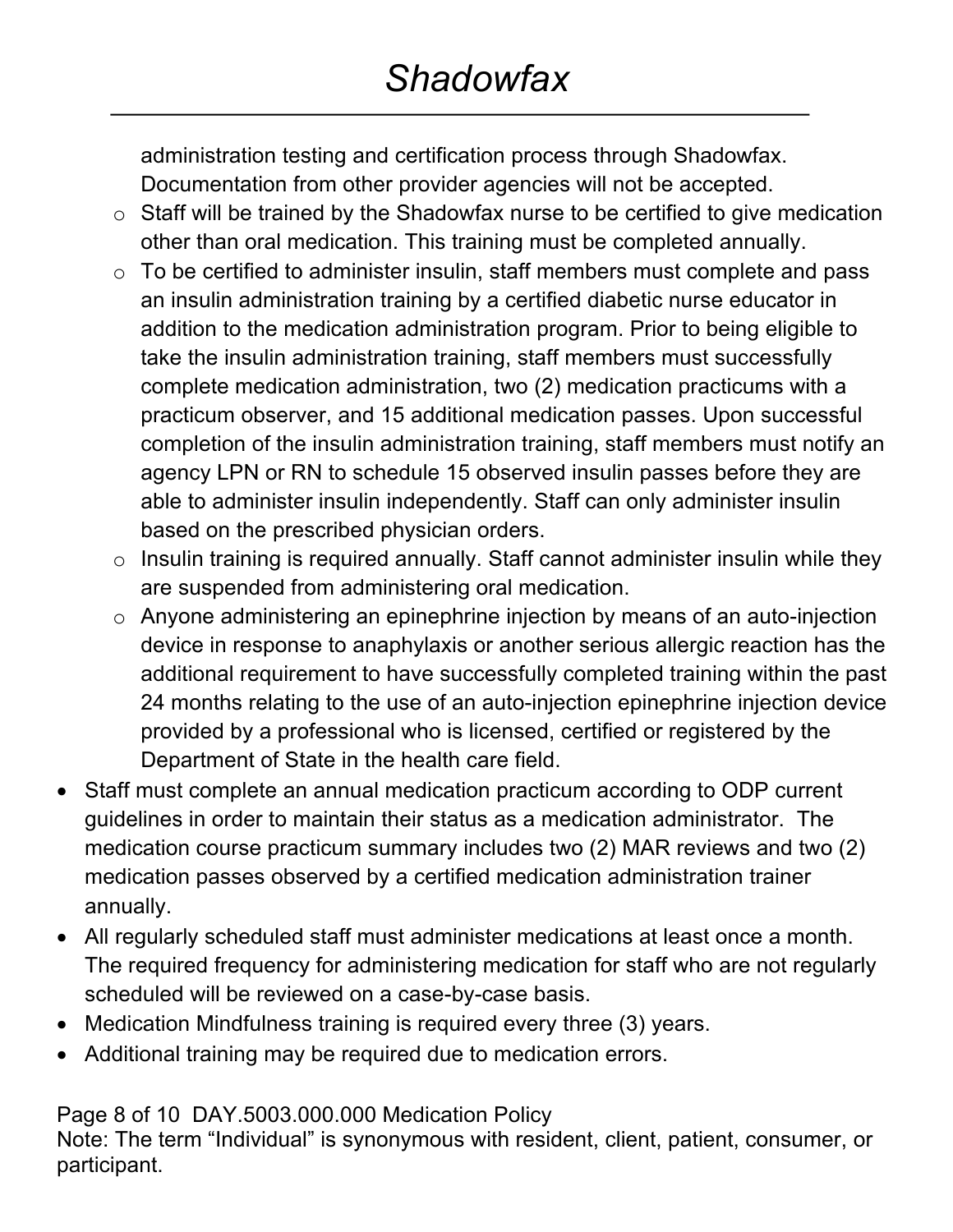administration testing and certification process through Shadowfax. Documentation from other provider agencies will not be accepted.
    - Staff will be trained by the Shadowfax nurse to be certified to give medication other than oral medication. This training must be completed annually.
    - To be certified to administer insulin, staff members must complete and pass an insulin administration training by a certified diabetic nurse educator in addition to the medication administration program. Prior to being eligible to take the insulin administration training, staff members must successfully complete medication administration, two (2) medication practicums with a practicum observer, and 15 additional medication passes. Upon successful completion of the insulin administration training, staff members must notify an agency LPN or RN to schedule 15 observed insulin passes before they are able to administer insulin independently. Staff can only administer insulin based on the prescribed physician orders.
    - Insulin training is required annually. Staff cannot administer insulin while they are suspended from administering oral medication.
    - Anyone administering an epinephrine injection by means of an auto-injection device in response to anaphylaxis or another serious allergic reaction has the additional requirement to have successfully completed training within the past 24 months relating to the use of an auto-injection epinephrine injection device provided by a professional who is licensed, certified or registered by the Department of State in the health care field.
- Staff must complete an annual medication practicum according to ODP current guidelines in order to maintain their status as a medication administrator. The medication course practicum summary includes two (2) MAR reviews and two (2) medication passes observed by a certified medication administration trainer annually.
- All regularly scheduled staff must administer medications at least once a month. The required frequency for administering medication for staff who are not regularly scheduled will be reviewed on a case-by-case basis.
- Medication Mindfulness training is required every three (3) years.
- Additional training may be required due to medication errors.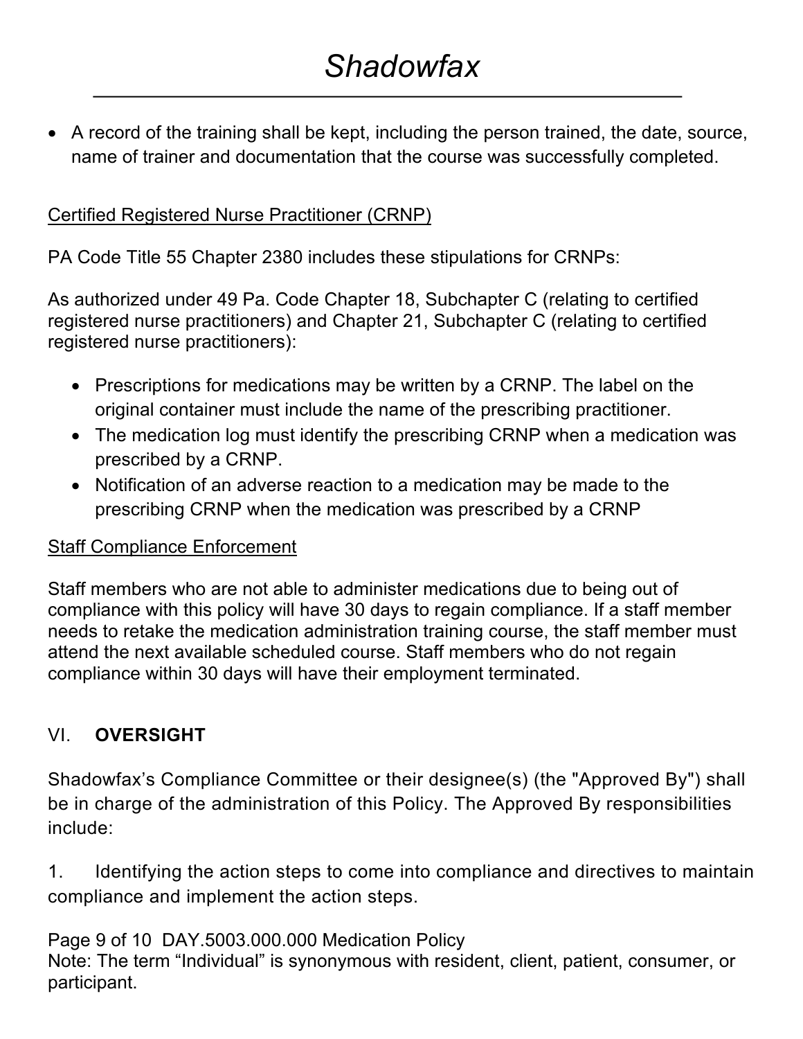- A record of the training shall be kept, including the person trained, the date, source, name of trainer and documentation that the course was successfully completed.

Certified Registered Nurse Practitioner (CRNP)

PA Code Title 55 Chapter 2380 includes these stipulations for CRNPs:

As authorized under 49 Pa. Code Chapter 18, Subchapter C (relating to certified registered nurse practitioners) and Chapter 21, Subchapter C (relating to certified registered nurse practitioners):

- Prescriptions for medications may be written by a CRNP. The label on the original container must include the name of the prescribing practitioner.
- The medication log must identify the prescribing CRNP when a medication was prescribed by a CRNP.
- Notification of an adverse reaction to a medication may be made to the prescribing CRNP when the medication was prescribed by a CRNP

Staff Compliance Enforcement

Staff members who are not able to administer medications due to being out of compliance with this policy will have 30 days to regain compliance. If a staff member needs to retake the medication administration training course, the staff member must attend the next available scheduled course. Staff members who do not regain compliance within 30 days will have their employment terminated.

## VI. OVERSIGHT

Shadowfax's Compliance Committee or their designee(s) (the "Approved By") shall be in charge of the administration of this Policy. The Approved By responsibilities include:

1. Identifying the action steps to come into compliance and directives to maintain compliance and implement the action steps.

Note: The term "Individual" is synonymous with resident, client, patient, consumer, or participant.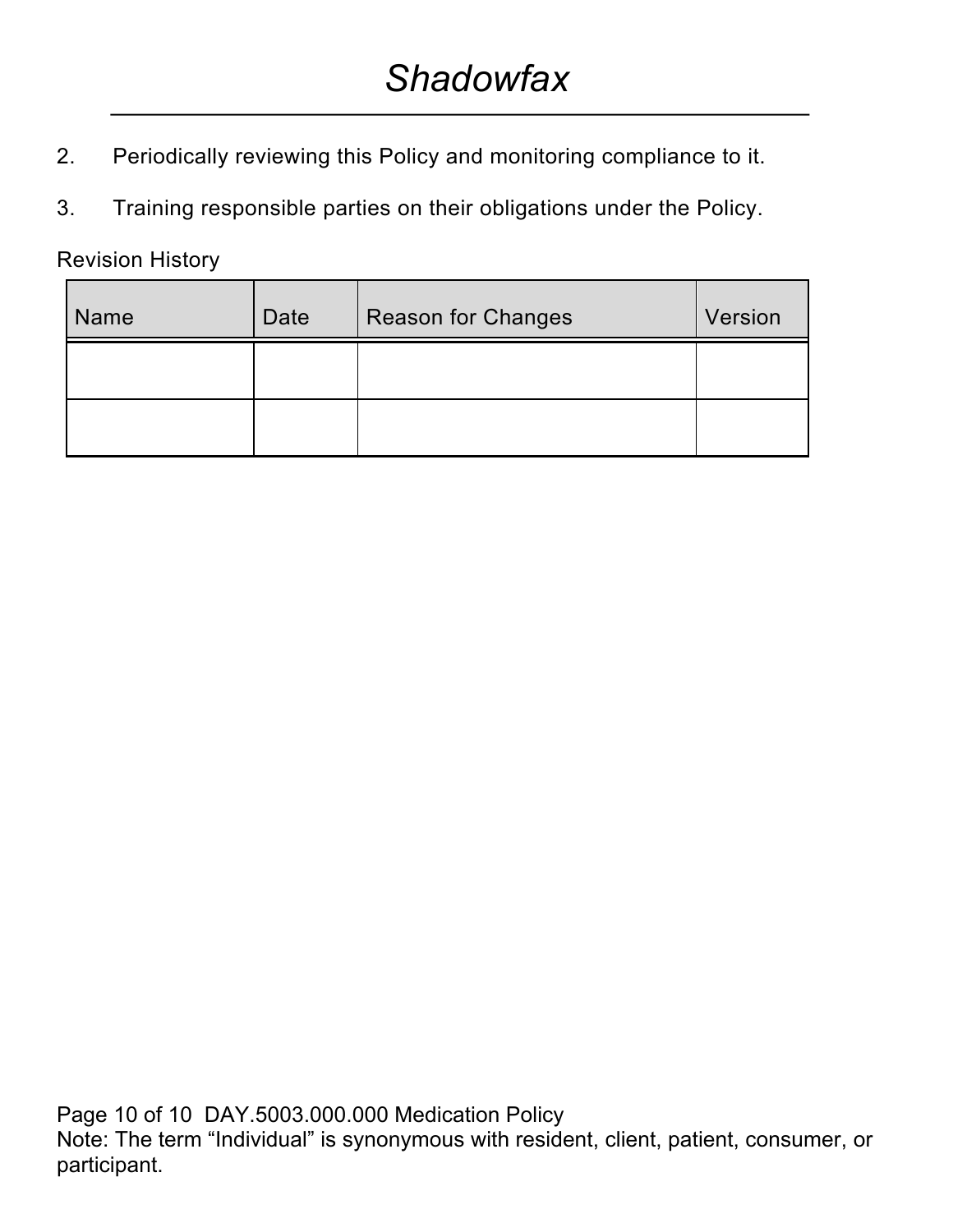2. Periodically reviewing this Policy and monitoring compliance to it.

3. Training responsible parties on their obligations under the Policy.

Revision History

| Name | Date | Reason for Changes | Version |
| --- | --- | --- | --- |
| | | | |
| | | | |

Note: The term “Individual” is synonymous with resident, client, patient, consumer, or participant.